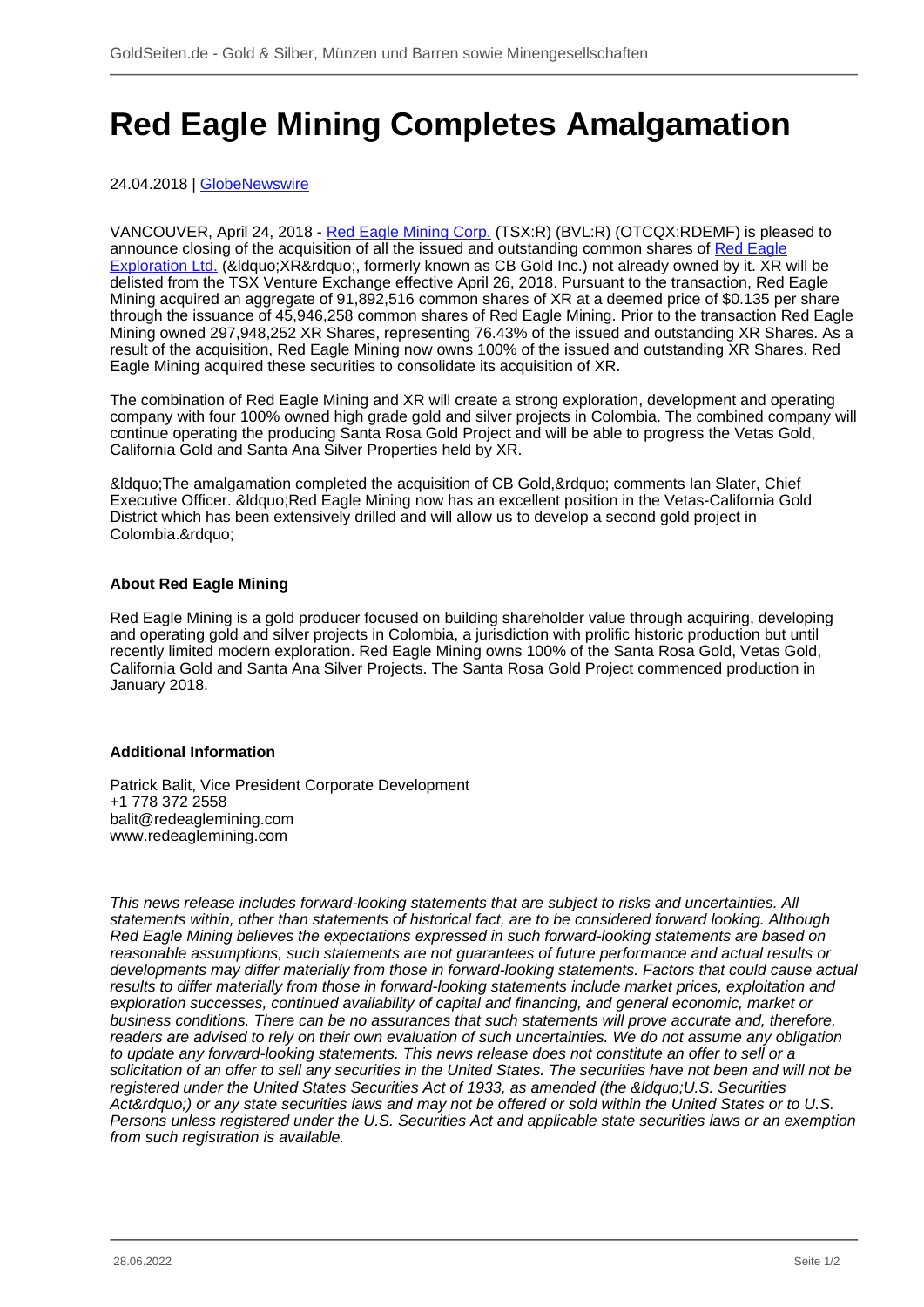# Red Eagle Mining Completes Amalgamation

24.04.2018 | GlobeNewswire

VANCOUVER, April 24, 2018 - Red Eagle Mining Corp. (TSX:R) (BVL:R) (OTCQX:RDEMF) is pleased to announce closing of the acquisition of all the issued and outstanding common shares of Red Eagle Exploration Ltd. (&ldquo;XR&rdquo;, formerly known as CB Gold Inc.) not already owned by it. XR will be delisted from the TSX Venture Exchange effective April 26, 2018. Pursuant to the transaction, Red Eagle Mining acquired an aggregate of 91,892,516 common shares of XR at a deemed price of $0.135 per share through the issuance of 45,946,258 common shares of Red Eagle Mining. Prior to the transaction Red Eagle Mining owned 297,948,252 XR Shares, representing 76.43% of the issued and outstanding XR Shares. As a result of the acquisition, Red Eagle Mining now owns 100% of the issued and outstanding XR Shares. Red Eagle Mining acquired these securities to consolidate its acquisition of XR.

The combination of Red Eagle Mining and XR will create a strong exploration, development and operating company with four 100% owned high grade gold and silver projects in Colombia. The combined company will continue operating the producing Santa Rosa Gold Project and will be able to progress the Vetas Gold, California Gold and Santa Ana Silver Properties held by XR.

&ldquo;The amalgamation completed the acquisition of CB Gold,&rdquo; comments Ian Slater, Chief Executive Officer. &ldquo;Red Eagle Mining now has an excellent position in the Vetas-California Gold District which has been extensively drilled and will allow us to develop a second gold project in Colombia.&rdquo;

**About Red Eagle Mining**

Red Eagle Mining is a gold producer focused on building shareholder value through acquiring, developing and operating gold and silver projects in Colombia, a jurisdiction with prolific historic production but until recently limited modern exploration. Red Eagle Mining owns 100% of the Santa Rosa Gold, Vetas Gold, California Gold and Santa Ana Silver Projects. The Santa Rosa Gold Project commenced production in January 2018.

**Additional Information**

Patrick Balit, Vice President Corporate Development
+1 778 372 2558
balit@redeaglemining.com
www.redeaglemining.com

*This news release includes forward-looking statements that are subject to risks and uncertainties. All statements within, other than statements of historical fact, are to be considered forward looking. Although Red Eagle Mining believes the expectations expressed in such forward-looking statements are based on reasonable assumptions, such statements are not guarantees of future performance and actual results or developments may differ materially from those in forward-looking statements. Factors that could cause actual results to differ materially from those in forward-looking statements include market prices, exploitation and exploration successes, continued availability of capital and financing, and general economic, market or business conditions. There can be no assurances that such statements will prove accurate and, therefore, readers are advised to rely on their own evaluation of such uncertainties. We do not assume any obligation to update any forward-looking statements. This news release does not constitute an offer to sell or a solicitation of an offer to sell any securities in the United States. The securities have not been and will not be registered under the United States Securities Act of 1933, as amended (the &ldquo;U.S. Securities Act&rdquo;) or any state securities laws and may not be offered or sold within the United States or to U.S. Persons unless registered under the U.S. Securities Act and applicable state securities laws or an exemption from such registration is available.*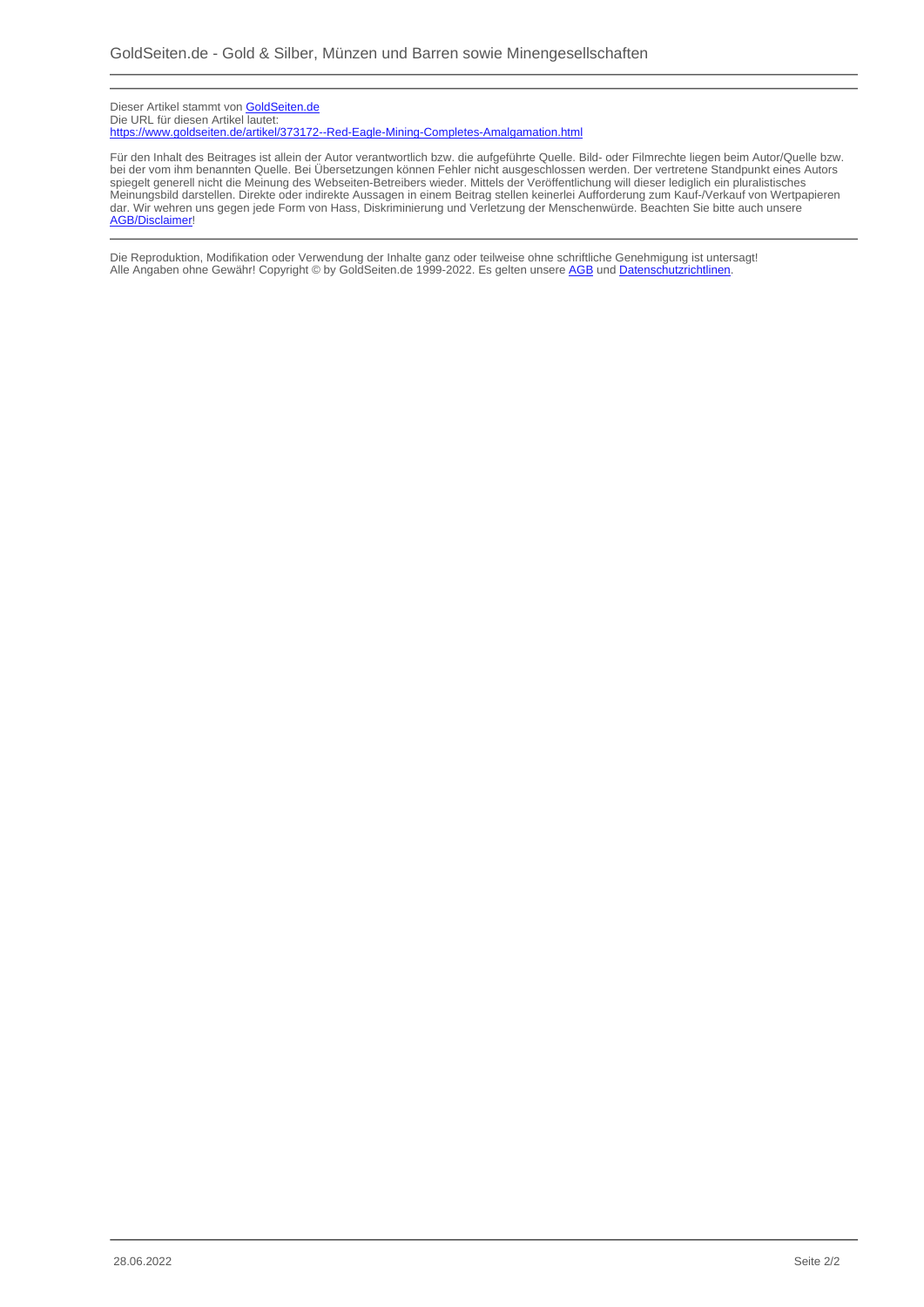Dieser Artikel stammt von [GoldSeiten.de](https://www.goldseiten.de)
Die URL für diesen Artikel lautet:
[https://www.goldseiten.de/artikel/373172--Red-Eagle-Mining-Completes-Amalgamation.html](https://www.goldseiten.de/artikel/373172--Red-Eagle-Mining-Completes-Amalgamation.html)

Für den Inhalt des Beitrages ist allein der Autor verantwortlich bzw. die aufgeführte Quelle. Bild- oder Filmrechte liegen beim Autor/Quelle bzw. bei der vom ihm benannten Quelle. Bei Übersetzungen können Fehler nicht ausgeschlossen werden. Der vertretene Standpunkt eines Autors spiegelt generell nicht die Meinung des Webseiten-Betreibers wieder. Mittels der Veröffentlichung will dieser lediglich ein pluralistisches Meinungsbild darstellen. Direkte oder indirekte Aussagen in einem Beitrag stellen keinerlei Aufforderung zum Kauf-/Verkauf von Wertpapieren dar. Wir wehren uns gegen jede Form von Hass, Diskriminierung und Verletzung der Menschenwürde. Beachten Sie bitte auch unsere AGB/Disclaimer!

---

Die Reproduktion, Modifikation oder Verwendung der Inhalte ganz oder teilweise ohne schriftliche Genehmigung ist untersagt!
Alle Angaben ohne Gewähr! Copyright © by GoldSeiten.de 1999-2022. Es gelten unsere AGB und Datenschutzrichtlinen.